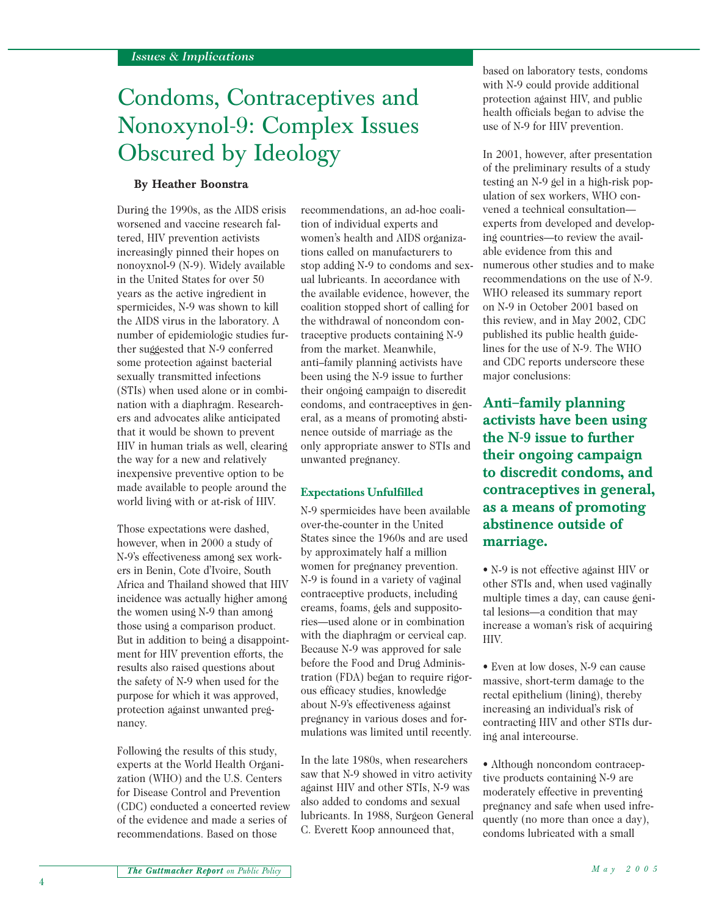*Issues & Implications*

# Condoms, Contraceptives and Nonoxynol-9: Complex Issues Obscured by Ideology

**By Heather Boonstra**

During the 1990s, as the AIDS crisis worsened and vaccine research faltered, HIV prevention activists increasingly pinned their hopes on nonoyxnol-9 (N-9). Widely available in the United States for over 50 years as the active ingredient in spermicides, N-9 was shown to kill the AIDS virus in the laboratory. A number of epidemiologic studies further suggested that N-9 conferred some protection against bacterial sexually transmitted infections (STIs) when used alone or in combination with a diaphragm. Researchers and advocates alike anticipated that it would be shown to prevent HIV in human trials as well, clearing the way for a new and relatively inexpensive preventive option to be made available to people around the world living with or at-risk of HIV.

Those expectations were dashed, however, when in 2000 a study of N-9's effectiveness among sex workers in Benin, Cote d'Ivoire, South Africa and Thailand showed that HIV incidence was actually higher among the women using N-9 than among those using a comparison product. But in addition to being a disappointment for HIV prevention efforts, the results also raised questions about the safety of N-9 when used for the purpose for which it was approved, protection against unwanted pregnancy.

Following the results of this study, experts at the World Health Organization (WHO) and the U.S. Centers for Disease Control and Prevention (CDC) conducted a concerted review of the evidence and made a series of recommendations. Based on those recommendations, an ad-hoc coalition of individual experts and women's health and AIDS organizations called on manufacturers to stop adding N-9 to condoms and sexual lubricants. In accordance with the available evidence, however, the coalition stopped short of calling for the withdrawal of noncondom contraceptive products containing N-9 from the market. Meanwhile, anti–family planning activists have been using the N-9 issue to further their ongoing campaign to discredit condoms, and contraceptives in general, as a means of promoting abstinence outside of marriage as the only appropriate answer to STIs and unwanted pregnancy.

## Expectations Unfulfilled

N-9 spermicides have been available over-the-counter in the United States since the 1960s and are used by approximately half a million women for pregnancy prevention. N-9 is found in a variety of vaginal contraceptive products, including creams, foams, gels and suppositories—used alone or in combination with the diaphragm or cervical cap. Because N-9 was approved for sale before the Food and Drug Administration (FDA) began to require rigorous efficacy studies, knowledge about N-9's effectiveness against pregnancy in various doses and formulations was limited until recently.

In the late 1980s, when researchers saw that N-9 showed in vitro activity against HIV and other STIs, N-9 was also added to condoms and sexual lubricants. In 1988, Surgeon General C. Everett Koop announced that, based on laboratory tests, condoms with N-9 could provide additional protection against HIV, and public health officials began to advise the use of N-9 for HIV prevention.

In 2001, however, after presentation of the preliminary results of a study testing an N-9 gel in a high-risk population of sex workers, WHO convened a technical consultation—experts from developed and developing countries—to review the available evidence from this and numerous other studies and to make recommendations on the use of N-9. WHO released its summary report on N-9 in October 2001 based on this review, and in May 2002, CDC published its public health guidelines for the use of N-9. The WHO and CDC reports underscore these major conclusions:

**Anti–family planning activists have been using the N-9 issue to further their ongoing campaign to discredit condoms, and contraceptives in general, as a means of promoting abstinence outside of marriage.**

- N-9 is not effective against HIV or other STIs and, when used vaginally multiple times a day, can cause genital lesions—a condition that may increase a woman's risk of acquiring HIV.

- Even at low doses, N-9 can cause massive, short-term damage to the rectal epithelium (lining), thereby increasing an individual's risk of contracting HIV and other STIs during anal intercourse.

- Although noncondom contraceptive products containing N-9 are moderately effective in preventing pregnancy and safe when used infrequently (no more than once a day), condoms lubricated with a small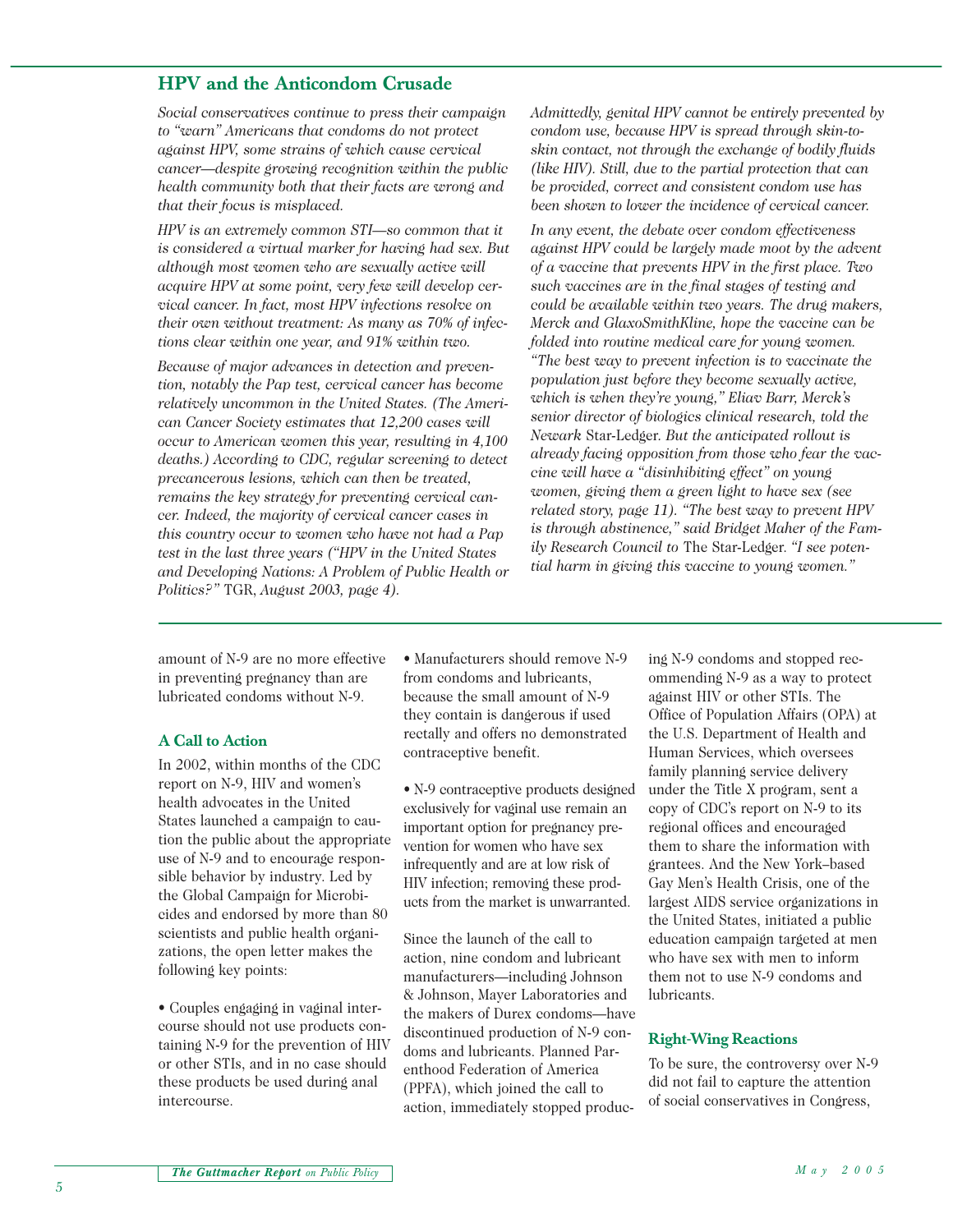## HPV and the Anticondom Crusade

*Social conservatives continue to press their campaign to "warn" Americans that condoms do not protect against HPV, some strains of which cause cervical cancer—despite growing recognition within the public health community both that their facts are wrong and that their focus is misplaced.*

*HPV is an extremely common STI—so common that it is considered a virtual marker for having had sex. But although most women who are sexually active will acquire HPV at some point, very few will develop cervical cancer. In fact, most HPV infections resolve on their own without treatment: As many as 70% of infections clear within one year, and 91% within two.*

*Because of major advances in detection and prevention, notably the Pap test, cervical cancer has become relatively uncommon in the United States. (The American Cancer Society estimates that 12,200 cases will occur to American women this year, resulting in 4,100 deaths.) According to CDC, regular screening to detect precancerous lesions, which can then be treated, remains the key strategy for preventing cervical cancer. Indeed, the majority of cervical cancer cases in this country occur to women who have not had a Pap test in the last three years ("HPV in the United States and Developing Nations: A Problem of Public Health or Politics?"* TGR, *August 2003, page 4).*

*Admittedly, genital HPV cannot be entirely prevented by condom use, because HPV is spread through skin-to-skin contact, not through the exchange of bodily fluids (like HIV). Still, due to the partial protection that can be provided, correct and consistent condom use has been shown to lower the incidence of cervical cancer.*

*In any event, the debate over condom effectiveness against HPV could be largely made moot by the advent of a vaccine that prevents HPV in the first place. Two such vaccines are in the final stages of testing and could be available within two years. The drug makers, Merck and GlaxoSmithKline, hope the vaccine can be folded into routine medical care for young women. "The best way to prevent infection is to vaccinate the population just before they become sexually active, which is when they're young," Eliav Barr, Merck's senior director of biologics clinical research, told the Newark* Star-Ledger. *But the anticipated rollout is already facing opposition from those who fear the vaccine will have a "disinhibiting effect" on young women, giving them a green light to have sex (see related story, page 11). "The best way to prevent HPV is through abstinence," said Bridget Maher of the Family Research Council to* The Star-Ledger. *"I see potential harm in giving this vaccine to young women."*

---

amount of N-9 are no more effective in preventing pregnancy than are lubricated condoms without N-9.

### A Call to Action

In 2002, within months of the CDC report on N-9, HIV and women's health advocates in the United States launched a campaign to caution the public about the appropriate use of N-9 and to encourage responsible behavior by industry. Led by the Global Campaign for Microbicides and endorsed by more than 80 scientists and public health organizations, the open letter makes the following key points:

- Couples engaging in vaginal intercourse should not use products containing N-9 for the prevention of HIV or other STIs, and in no case should these products be used during anal intercourse.

- Manufacturers should remove N-9 from condoms and lubricants, because the small amount of N-9 they contain is dangerous if used rectally and offers no demonstrated contraceptive benefit.

- N-9 contraceptive products designed exclusively for vaginal use remain an important option for pregnancy prevention for women who have sex infrequently and are at low risk of HIV infection; removing these products from the market is unwarranted.

Since the launch of the call to action, nine condom and lubricant manufacturers—including Johnson & Johnson, Mayer Laboratories and the makers of Durex condoms—have discontinued production of N-9 condoms and lubricants. Planned Parenthood Federation of America (PPFA), which joined the call to action, immediately stopped producing N-9 condoms and stopped recommending N-9 as a way to protect against HIV or other STIs. The Office of Population Affairs (OPA) at the U.S. Department of Health and Human Services, which oversees family planning service delivery under the Title X program, sent a copy of CDC's report on N-9 to its regional offices and encouraged them to share the information with grantees. And the New York–based Gay Men's Health Crisis, one of the largest AIDS service organizations in the United States, initiated a public education campaign targeted at men who have sex with men to inform them not to use N-9 condoms and lubricants.

### Right-Wing Reactions

To be sure, the controversy over N-9 did not fail to capture the attention of social conservatives in Congress,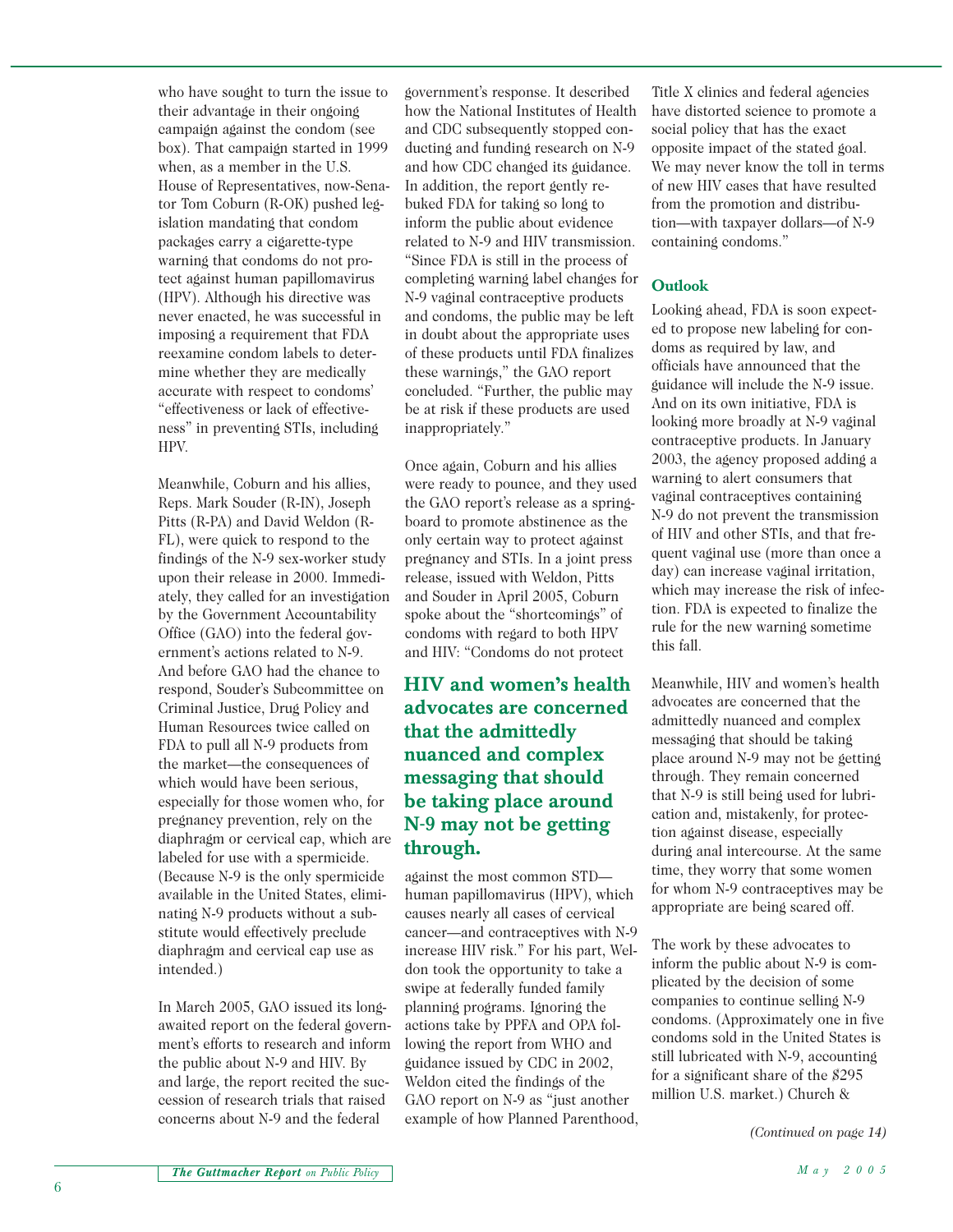who have sought to turn the issue to their advantage in their ongoing campaign against the condom (see box). That campaign started in 1999 when, as a member in the U.S. House of Representatives, now-Senator Tom Coburn (R-OK) pushed legislation mandating that condom packages carry a cigarette-type warning that condoms do not protect against human papillomavirus (HPV). Although his directive was never enacted, he was successful in imposing a requirement that FDA reexamine condom labels to determine whether they are medically accurate with respect to condoms' "effectiveness or lack of effectiveness" in preventing STIs, including HPV.

Meanwhile, Coburn and his allies, Reps. Mark Souder (R-IN), Joseph Pitts (R-PA) and David Weldon (R-FL), were quick to respond to the findings of the N-9 sex-worker study upon their release in 2000. Immediately, they called for an investigation by the Government Accountability Office (GAO) into the federal government's actions related to N-9. And before GAO had the chance to respond, Souder's Subcommittee on Criminal Justice, Drug Policy and Human Resources twice called on FDA to pull all N-9 products from the market—the consequences of which would have been serious, especially for those women who, for pregnancy prevention, rely on the diaphragm or cervical cap, which are labeled for use with a spermicide. (Because N-9 is the only spermicide available in the United States, eliminating N-9 products without a substitute would effectively preclude diaphragm and cervical cap use as intended.)

In March 2005, GAO issued its long-awaited report on the federal government's efforts to research and inform the public about N-9 and HIV. By and large, the report recited the succession of research trials that raised concerns about N-9 and the federal government's response. It described how the National Institutes of Health and CDC subsequently stopped conducting and funding research on N-9 and how CDC changed its guidance. In addition, the report gently rebuked FDA for taking so long to inform the public about evidence related to N-9 and HIV transmission. "Since FDA is still in the process of completing warning label changes for N-9 vaginal contraceptive products and condoms, the public may be left in doubt about the appropriate uses of these products until FDA finalizes these warnings," the GAO report concluded. "Further, the public may be at risk if these products are used inappropriately."

Once again, Coburn and his allies were ready to pounce, and they used the GAO report's release as a springboard to promote abstinence as the only certain way to protect against pregnancy and STIs. In a joint press release, issued with Weldon, Pitts and Souder in April 2005, Coburn spoke about the "shortcomings" of condoms with regard to both HPV and HIV: "Condoms do not protect against the most common STD—human papillomavirus (HPV), which causes nearly all cases of cervical cancer—and contraceptives with N-9 increase HIV risk." For his part, Weldon took the opportunity to take a swipe at federally funded family planning programs. Ignoring the actions take by PPFA and OPA following the report from WHO and guidance issued by CDC in 2002, Weldon cited the findings of the GAO report on N-9 as "just another example of how Planned Parenthood, Title X clinics and federal agencies have distorted science to promote a social policy that has the exact opposite impact of the stated goal. We may never know the toll in terms of new HIV cases that have resulted from the promotion and distribution—with taxpayer dollars—of N-9 containing condoms."

**HIV and women's health advocates are concerned that the admittedly nuanced and complex messaging that should be taking place around N-9 may not be getting through.**

### Outlook

Looking ahead, FDA is soon expected to propose new labeling for condoms as required by law, and officials have announced that the guidance will include the N-9 issue. And on its own initiative, FDA is looking more broadly at N-9 vaginal contraceptive products. In January 2003, the agency proposed adding a warning to alert consumers that vaginal contraceptives containing N-9 do not prevent the transmission of HIV and other STIs, and that frequent vaginal use (more than once a day) can increase vaginal irritation, which may increase the risk of infection. FDA is expected to finalize the rule for the new warning sometime this fall.

Meanwhile, HIV and women's health advocates are concerned that the admittedly nuanced and complex messaging that should be taking place around N-9 may not be getting through. They remain concerned that N-9 is still being used for lubrication and, mistakenly, for protection against disease, especially during anal intercourse. At the same time, they worry that some women for whom N-9 contraceptives may be appropriate are being scared off.

The work by these advocates to inform the public about N-9 is complicated by the decision of some companies to continue selling N-9 condoms. (Approximately one in five condoms sold in the United States is still lubricated with N-9, accounting for a significant share of the $295 million U.S. market.) Church &

*(Continued on page 14)*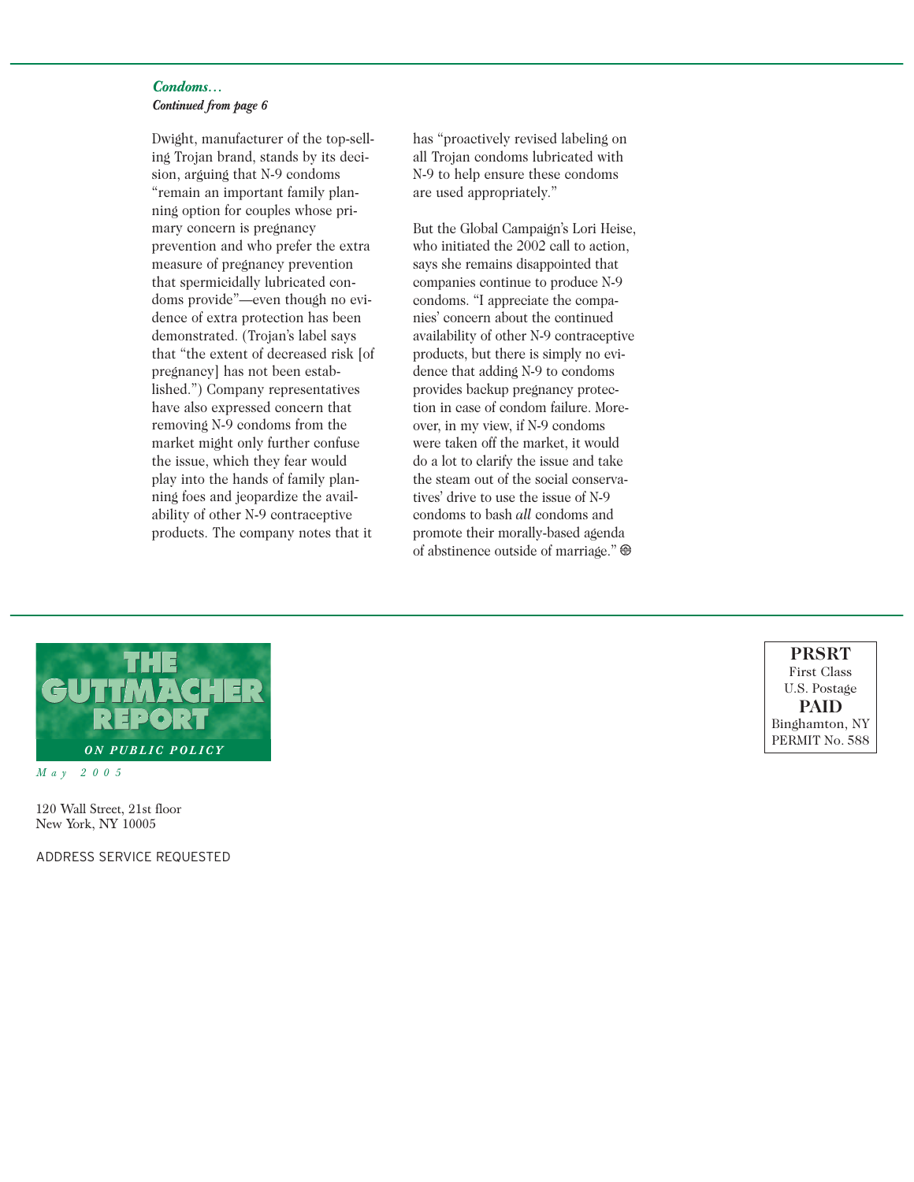***Condoms…***
***Continued from page 6***

Dwight, manufacturer of the top-selling Trojan brand, stands by its decision, arguing that N-9 condoms "remain an important family planning option for couples whose primary concern is pregnancy prevention and who prefer the extra measure of pregnancy prevention that spermicidally lubricated condoms provide"—even though no evidence of extra protection has been demonstrated. (Trojan's label says that "the extent of decreased risk [of pregnancy] has not been established.") Company representatives have also expressed concern that removing N-9 condoms from the market might only further confuse the issue, which they fear would play into the hands of family planning foes and jeopardize the availability of other N-9 contraceptive products. The company notes that it has "proactively revised labeling on all Trojan condoms lubricated with N-9 to help ensure these condoms are used appropriately."

But the Global Campaign's Lori Heise, who initiated the 2002 call to action, says she remains disappointed that companies continue to produce N-9 condoms. "I appreciate the companies' concern about the continued availability of other N-9 contraceptive products, but there is simply no evidence that adding N-9 to condoms provides backup pregnancy protection in case of condom failure. Moreover, in my view, if N-9 condoms were taken off the market, it would do a lot to clarify the issue and take the steam out of the social conservatives' drive to use the issue of N-9 condoms to bash *all* condoms and promote their morally-based agenda of abstinence outside of marriage." ⊕

---

**THE GUTTMACHER REPORT**
***ON PUBLIC POLICY***

*May 2005*

120 Wall Street, 21st floor
New York, NY 10005

ADDRESS SERVICE REQUESTED

**PRSRT**
First Class
U.S. Postage
**PAID**
Binghamton, NY
PERMIT No. 588